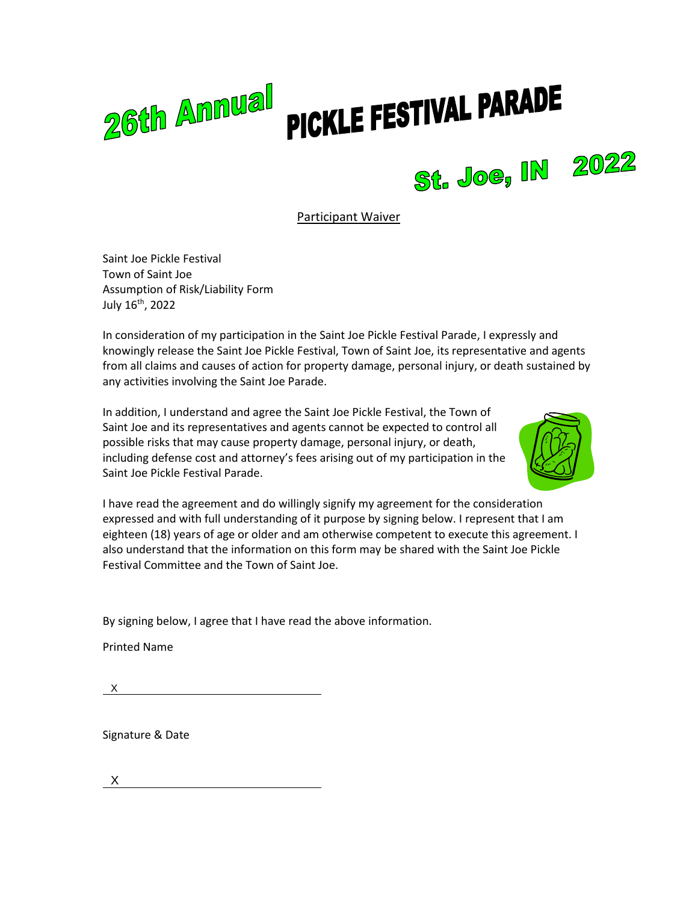# 26th Annual PICKLE FESTIVAL PARADE

## St. Joe, IN 2022

Participant Waiver

Saint Joe Pickle Festival
Town of Saint Joe
Assumption of Risk/Liability Form
July 16th, 2022

In consideration of my participation in the Saint Joe Pickle Festival Parade, I expressly and knowingly release the Saint Joe Pickle Festival, Town of Saint Joe, its representative and agents from all claims and causes of action for property damage, personal injury, or death sustained by any activities involving the Saint Joe Parade.

In addition, I understand and agree the Saint Joe Pickle Festival, the Town of Saint Joe and its representatives and agents cannot be expected to control all possible risks that may cause property damage, personal injury, or death, including defense cost and attorney's fees arising out of my participation in the Saint Joe Pickle Festival Parade.

I have read the agreement and do willingly signify my agreement for the consideration expressed and with full understanding of it purpose by signing below. I represent that I am eighteen (18) years of age or older and am otherwise competent to execute this agreement. I also understand that the information on this form may be shared with the Saint Joe Pickle Festival Committee and the Town of Saint Joe.

By signing below, I agree that I have read the above information.

Printed Name

X ______________________________

Signature & Date

X ______________________________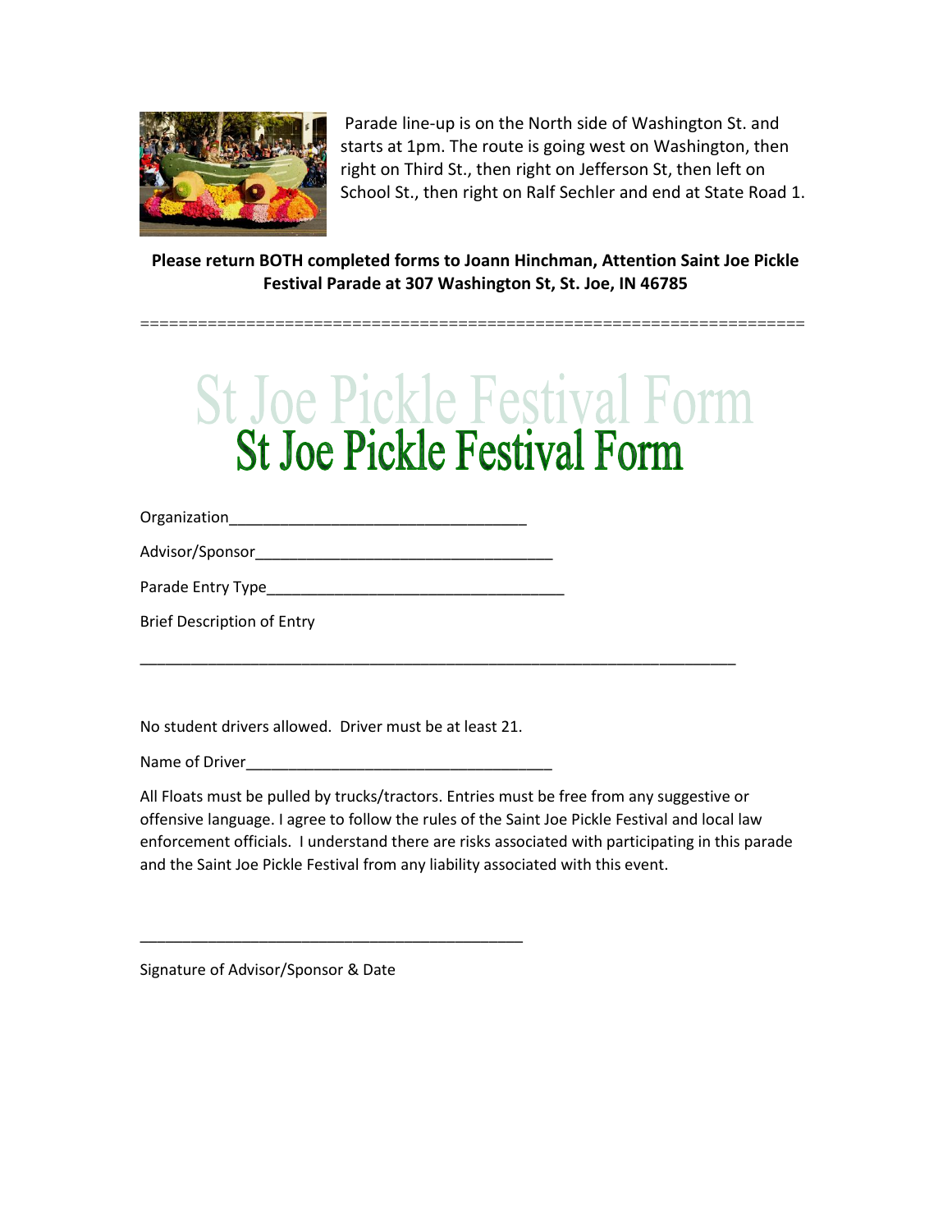Parade line-up is on the North side of Washington St. and starts at 1pm. The route is going west on Washington, then right on Third St., then right on Jefferson St, then left on School St., then right on Ralf Sechler and end at State Road 1.

**Please return BOTH completed forms to Joann Hinchman, Attention Saint Joe Pickle Festival Parade at 307 Washington St, St. Joe, IN 46785**

====================================================================

# St Joe Pickle Festival Form

Organization___________________________________

Advisor/Sponsor___________________________________

Parade Entry Type___________________________________

Brief Description of Entry

______________________________________________________________________

No student drivers allowed. Driver must be at least 21.

Name of Driver___________________________________

All Floats must be pulled by trucks/tractors. Entries must be free from any suggestive or offensive language. I agree to follow the rules of the Saint Joe Pickle Festival and local law enforcement officials. I understand there are risks associated with participating in this parade and the Saint Joe Pickle Festival from any liability associated with this event.

_____________________________________________

Signature of Advisor/Sponsor & Date